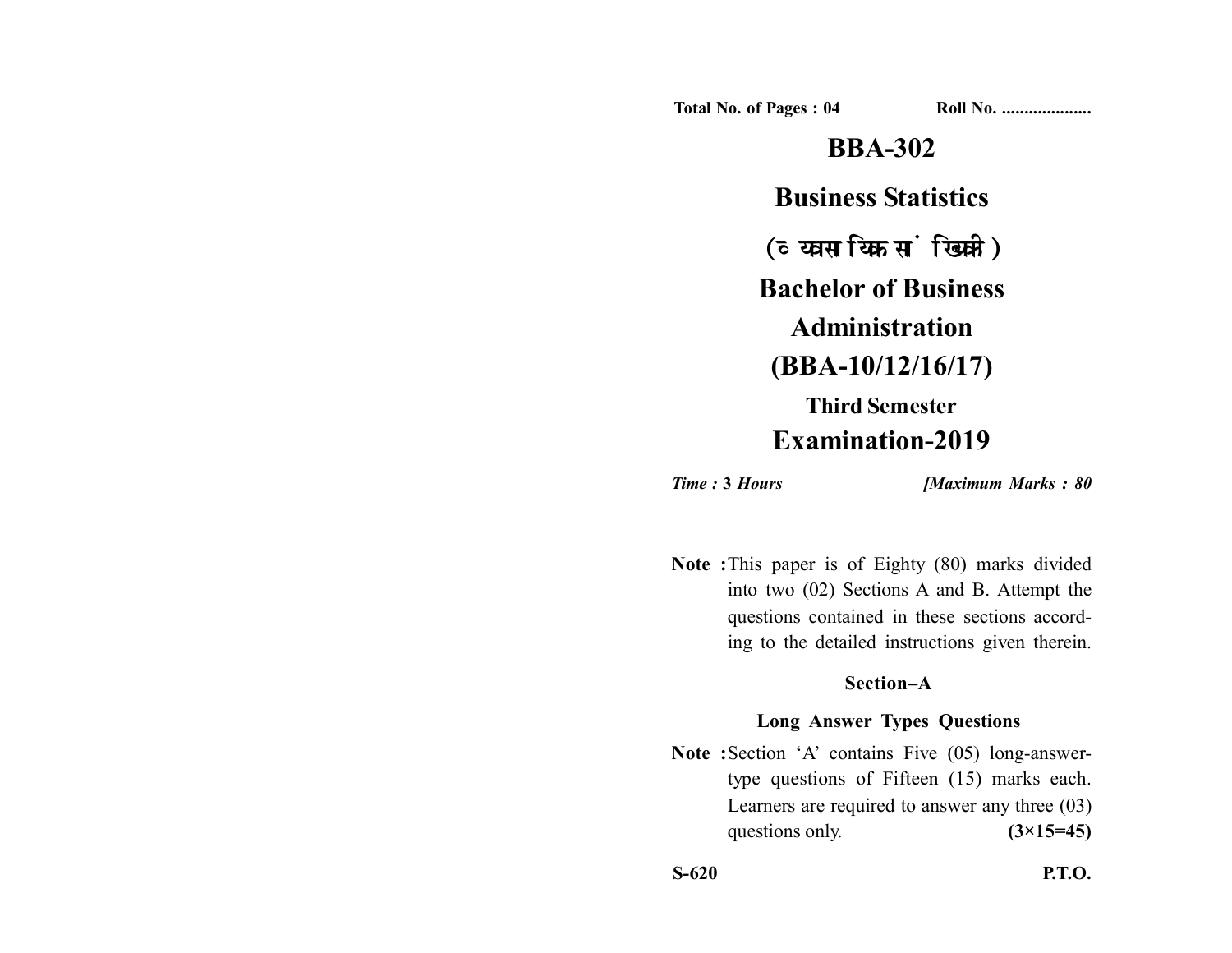Total No. of Pages : 04 Roll No. ....................

# BBA-302

## Business Statistics

## (व्यावसायिक सांख्यिकी)

## Bachelor of Business Administration (BBA-10/12/16/17)

### Third Semester

## Examination-2019

*Time :* **3** *Hours* *[Maximum Marks : 80*

**Note :** This paper is of Eighty (80) marks divided into two (02) Sections A and B. Attempt the questions contained in these sections according to the detailed instructions given therein.

### Section–A

### Long Answer Types Questions

**Note :** Section 'A' contains Five (05) long-answer-type questions of Fifteen (15) marks each. Learners are required to answer any three (03) questions only. **(3×15=45)**

**S-620** **P.T.O.**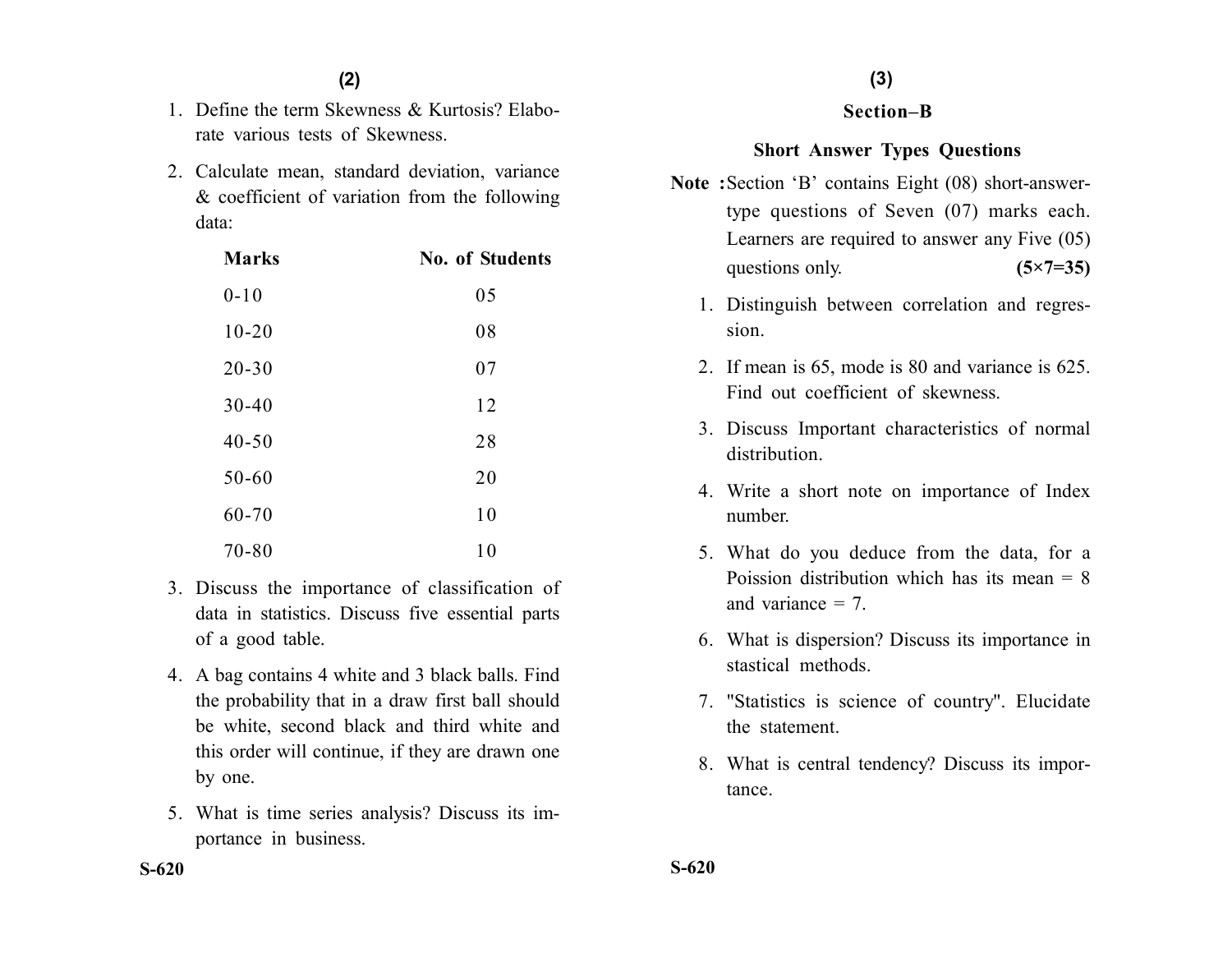1. Define the term Skewness & Kurtosis? Elaborate various tests of Skewness.

2. Calculate mean, standard deviation, variance & coefficient of variation from the following data:

| Marks | No. of Students |
|---|---|
| 0-10 | 05 |
| 10-20 | 08 |
| 20-30 | 07 |
| 30-40 | 12 |
| 40-50 | 28 |
| 50-60 | 20 |
| 60-70 | 10 |
| 70-80 | 10 |

3. Discuss the importance of classification of data in statistics. Discuss five essential parts of a good table.

4. A bag contains 4 white and 3 black balls. Find the probability that in a draw first ball should be white, second black and third white and this order will continue, if they are drawn one by one.

5. What is time series analysis? Discuss its importance in business.

## Section–B

### Short Answer Types Questions

**Note :** Section 'B' contains Eight (08) short-answer-type questions of Seven (07) marks each. Learners are required to answer any Five (05) questions only. **(5×7=35)**

1. Distinguish between correlation and regression.

2. If mean is 65, mode is 80 and variance is 625. Find out coefficient of skewness.

3. Discuss Important characteristics of normal distribution.

4. Write a short note on importance of Index number.

5. What do you deduce from the data, for a Poission distribution which has its mean = 8 and variance = 7.

6. What is dispersion? Discuss its importance in stastical methods.

7. "Statistics is science of country". Elucidate the statement.

8. What is central tendency? Discuss its importance.